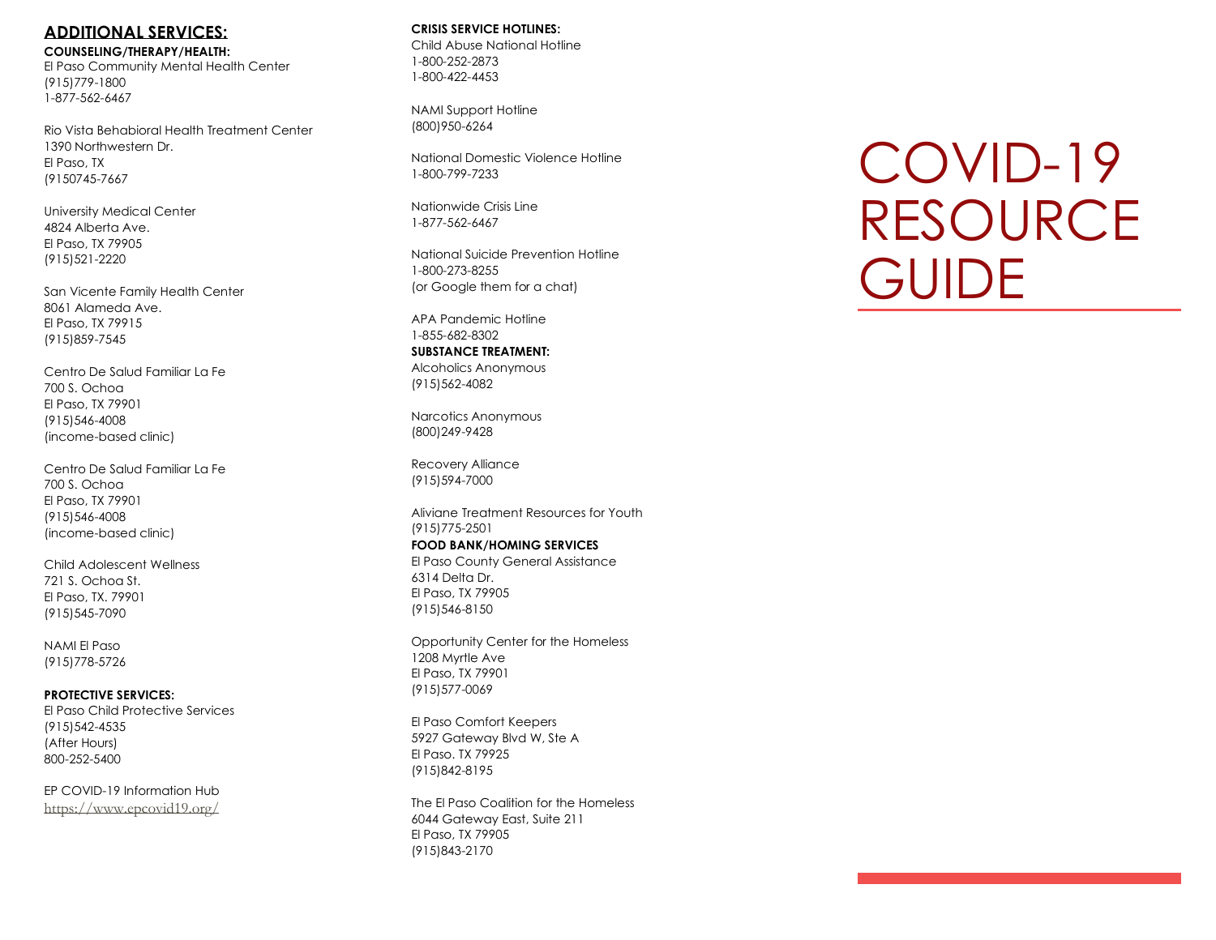## ADDITIONAL SERVICES:

**COUNSELING/THERAPY/HEALTH:**

El Paso Community Mental Health Center
(915)779-1800
1-877-562-6467

Rio Vista Behabioral Health Treatment Center
1390 Northwestern Dr.
El Paso, TX
(9150745-7667

University Medical Center
4824 Alberta Ave.
El Paso, TX 79905
(915)521-2220

San Vicente Family Health Center
8061 Alameda Ave.
El Paso, TX 79915
(915)859-7545

Centro De Salud Familiar La Fe
700 S. Ochoa
El Paso, TX 79901
(915)546-4008
(income-based clinic)

Centro De Salud Familiar La Fe
700 S. Ochoa
El Paso, TX 79901
(915)546-4008
(income-based clinic)

Child Adolescent Wellness
721 S. Ochoa St.
El Paso, TX. 79901
(915)545-7090

NAMI El Paso
(915)778-5726

**PROTECTIVE SERVICES:**

El Paso Child Protective Services
(915)542-4535
(After Hours)
800-252-5400

EP COVID-19 Information Hub
https://www.epcovid19.org/

**CRISIS SERVICE HOTLINES:**

Child Abuse National Hotline
1-800-252-2873
1-800-422-4453

NAMI Support Hotline
(800)950-6264

National Domestic Violence Hotline
1-800-799-7233

Nationwide Crisis Line
1-877-562-6467

National Suicide Prevention Hotline
1-800-273-8255
(or Google them for a chat)

APA Pandemic Hotline
1-855-682-8302

**SUBSTANCE TREATMENT:**

Alcoholics Anonymous
(915)562-4082

Narcotics Anonymous
(800)249-9428

Recovery Alliance
(915)594-7000

Aliviane Treatment Resources for Youth
(915)775-2501

**FOOD BANK/HOMING SERVICES**

El Paso County General Assistance
6314 Delta Dr.
El Paso, TX 79905
(915)546-8150

Opportunity Center for the Homeless
1208 Myrtle Ave
El Paso, TX 79901
(915)577-0069

El Paso Comfort Keepers
5927 Gateway Blvd W, Ste A
El Paso. TX 79925
(915)842-8195

The El Paso Coalition for the Homeless
6044 Gateway East, Suite 211
El Paso, TX 79905
(915)843-2170

# COVID-19 RESOURCE GUIDE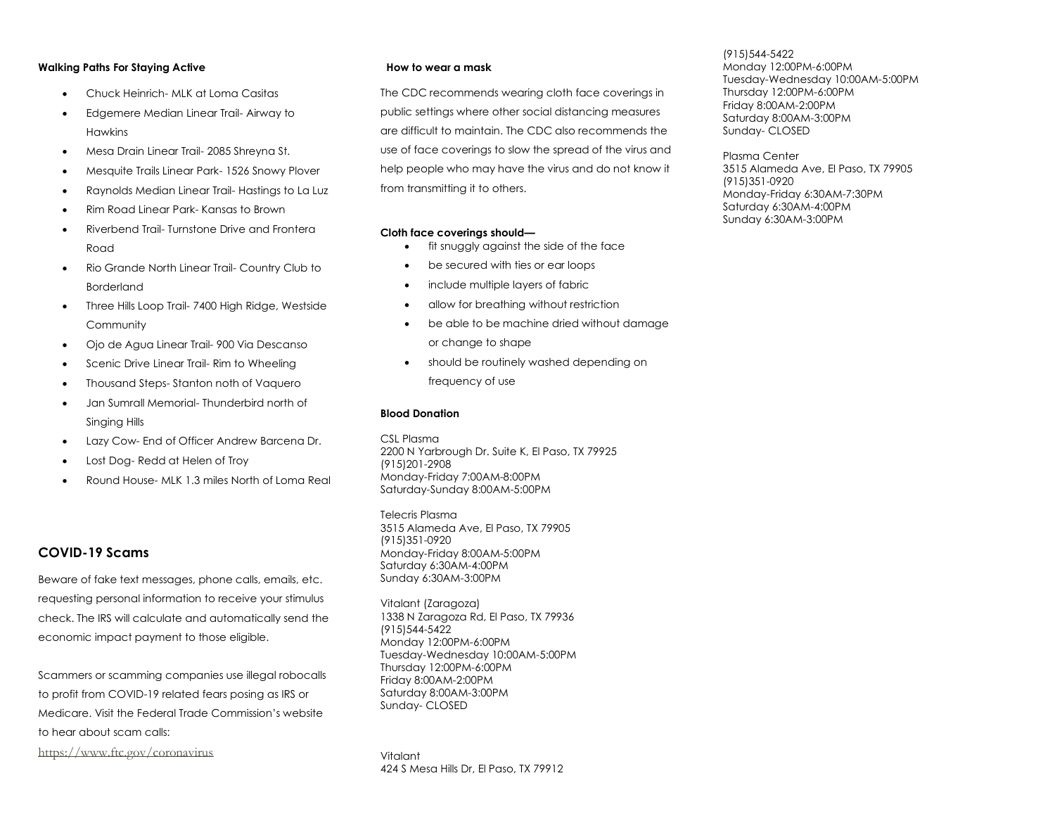#### Walking Paths For Staying Active

- Chuck Heinrich- MLK at Loma Casitas
- Edgemere Median Linear Trail- Airway to Hawkins
- Mesa Drain Linear Trail- 2085 Shreyna St.
- Mesquite Trails Linear Park- 1526 Snowy Plover
- Raynolds Median Linear Trail- Hastings to La Luz
- Rim Road Linear Park- Kansas to Brown
- Riverbend Trail- Turnstone Drive and Frontera Road
- Rio Grande North Linear Trail- Country Club to Borderland
- Three Hills Loop Trail- 7400 High Ridge, Westside Community
- Ojo de Agua Linear Trail- 900 Via Descanso
- Scenic Drive Linear Trail- Rim to Wheeling
- Thousand Steps- Stanton noth of Vaquero
- Jan Sumrall Memorial- Thunderbird north of Singing Hills
- Lazy Cow- End of Officer Andrew Barcena Dr.
- Lost Dog- Redd at Helen of Troy
- Round House- MLK 1.3 miles North of Loma Real

## COVID-19 Scams

Beware of fake text messages, phone calls, emails, etc. requesting personal information to receive your stimulus check. The IRS will calculate and automatically send the economic impact payment to those eligible.

Scammers or scamming companies use illegal robocalls to profit from COVID-19 related fears posing as IRS or Medicare. Visit the Federal Trade Commission's website to hear about scam calls:

https://www.ftc.gov/coronavirus

#### How to wear a mask

The CDC recommends wearing cloth face coverings in public settings where other social distancing measures are difficult to maintain. The CDC also recommends the use of face coverings to slow the spread of the virus and help people who may have the virus and do not know it from transmitting it to others.

**Cloth face coverings should—**

- fit snuggly against the side of the face
- be secured with ties or ear loops
- include multiple layers of fabric
- allow for breathing without restriction
- be able to be machine dried without damage or change to shape
- should be routinely washed depending on frequency of use

#### Blood Donation

CSL Plasma
2200 N Yarbrough Dr. Suite K, El Paso, TX 79925
(915)201-2908
Monday-Friday 7:00AM-8:00PM
Saturday-Sunday 8:00AM-5:00PM

Telecris Plasma
3515 Alameda Ave, El Paso, TX 79905
(915)351-0920
Monday-Friday 8:00AM-5:00PM
Saturday 6:30AM-4:00PM
Sunday 6:30AM-3:00PM

Vitalant (Zaragoza)
1338 N Zaragoza Rd, El Paso, TX 79936
(915)544-5422
Monday 12:00PM-6:00PM
Tuesday-Wednesday 10:00AM-5:00PM
Thursday 12:00PM-6:00PM
Friday 8:00AM-2:00PM
Saturday 8:00AM-3:00PM
Sunday- CLOSED

Vitalant
424 S Mesa Hills Dr, El Paso, TX 79912
(915)544-5422
Monday 12:00PM-6:00PM
Tuesday-Wednesday 10:00AM-5:00PM
Thursday 12:00PM-6:00PM
Friday 8:00AM-2:00PM
Saturday 8:00AM-3:00PM
Sunday- CLOSED

Plasma Center
3515 Alameda Ave, El Paso, TX 79905
(915)351-0920
Monday-Friday 6:30AM-7:30PM
Saturday 6:30AM-4:00PM
Sunday 6:30AM-3:00PM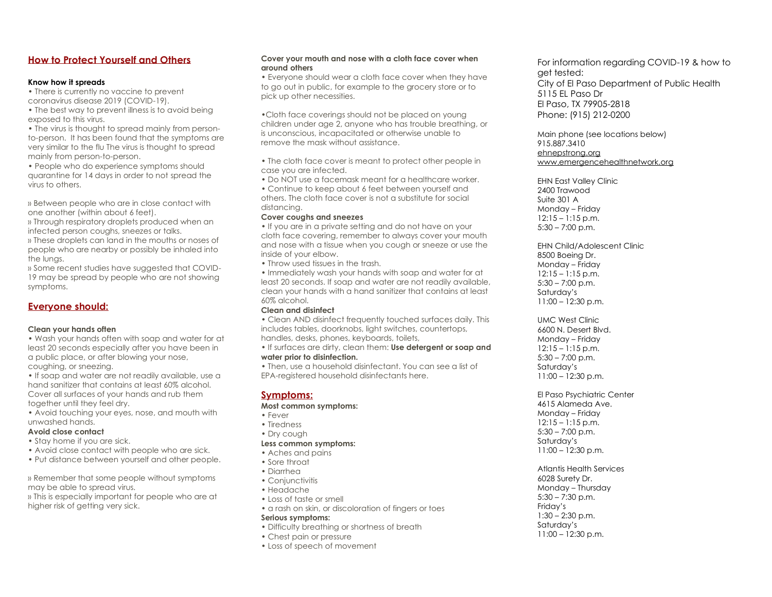## How to Protect Yourself and Others

**Know how it spreads**

- There is currently no vaccine to prevent coronavirus disease 2019 (COVID-19).
- The best way to prevent illness is to avoid being exposed to this virus.
- The virus is thought to spread mainly from person-to-person. It has been found that the symptoms are very similar to the flu The virus is thought to spread mainly from person-to-person.
- People who do experience symptoms should quarantine for 14 days in order to not spread the virus to others.

» Between people who are in close contact with one another (within about 6 feet).
» Through respiratory droplets produced when an infected person coughs, sneezes or talks.
» These droplets can land in the mouths or noses of people who are nearby or possibly be inhaled into the lungs.
» Some recent studies have suggested that COVID-19 may be spread by people who are not showing symptoms.

## Everyone should:

**Clean your hands often**

- Wash your hands often with soap and water for at least 20 seconds especially after you have been in a public place, or after blowing your nose, coughing, or sneezing.
- If soap and water are not readily available, use a hand sanitizer that contains at least 60% alcohol. Cover all surfaces of your hands and rub them together until they feel dry.
- Avoid touching your eyes, nose, and mouth with unwashed hands.

**Avoid close contact**

- Stay home if you are sick.
- Avoid close contact with people who are sick.
- Put distance between yourself and other people.

» Remember that some people without symptoms may be able to spread virus.
» This is especially important for people who are at higher risk of getting very sick.

**Cover your mouth and nose with a cloth face cover when around others**

- Everyone should wear a cloth face cover when they have to go out in public, for example to the grocery store or to pick up other necessities.

- Cloth face coverings should not be placed on young children under age 2, anyone who has trouble breathing, or is unconscious, incapacitated or otherwise unable to remove the mask without assistance.

- The cloth face cover is meant to protect other people in case you are infected.
- Do NOT use a facemask meant for a healthcare worker.
- Continue to keep about 6 feet between yourself and others. The cloth face cover is not a substitute for social distancing.

**Cover coughs and sneezes**

- If you are in a private setting and do not have on your cloth face covering, remember to always cover your mouth and nose with a tissue when you cough or sneeze or use the inside of your elbow.
- Throw used tissues in the trash.
- Immediately wash your hands with soap and water for at least 20 seconds. If soap and water are not readily available, clean your hands with a hand sanitizer that contains at least 60% alcohol.

**Clean and disinfect**

- Clean AND disinfect frequently touched surfaces daily. This includes tables, doorknobs, light switches, countertops, handles, desks, phones, keyboards, toilets,
- If surfaces are dirty, clean them: **Use detergent or soap and water prior to disinfection.**
- Then, use a household disinfectant. You can see a list of EPA-registered household disinfectants here.

## Symptoms:

**Most common symptoms:**

- Fever
- Tiredness
- Dry cough

**Less common symptoms:**

- Aches and pains
- Sore throat
- Diarrhea
- Conjunctivitis
- Headache
- Loss of taste or smell
- a rash on skin, or discoloration of fingers or toes

**Serious symptoms:**

- Difficulty breathing or shortness of breath
- Chest pain or pressure
- Loss of speech of movement

For information regarding COVID-19 & how to get tested:
City of El Paso Department of Public Health
5115 EL Paso Dr
El Paso, TX 79905-2818
Phone: (915) 212-0200

Main phone (see locations below)
915.887.3410
ehnepstrong.org
www.emergencehealthnetwork.org

EHN East Valley Clinic
2400 Trawood
Suite 301 A
Monday – Friday
12:15 – 1:15 p.m.
5:30 – 7:00 p.m.

EHN Child/Adolescent Clinic
8500 Boeing Dr.
Monday – Friday
12:15 – 1:15 p.m.
5:30 – 7:00 p.m.
Saturday's
11:00 – 12:30 p.m.

UMC West Clinic
6600 N. Desert Blvd.
Monday – Friday
12:15 – 1:15 p.m.
5:30 – 7:00 p.m.
Saturday's
11:00 – 12:30 p.m.

El Paso Psychiatric Center
4615 Alameda Ave.
Monday – Friday
12:15 – 1:15 p.m.
5:30 – 7:00 p.m.
Saturday's
11:00 – 12:30 p.m.

Atlantis Health Services
6028 Surety Dr.
Monday – Thursday
5:30 – 7:30 p.m.
Friday's
1:30 – 2:30 p.m.
Saturday's
11:00 – 12:30 p.m.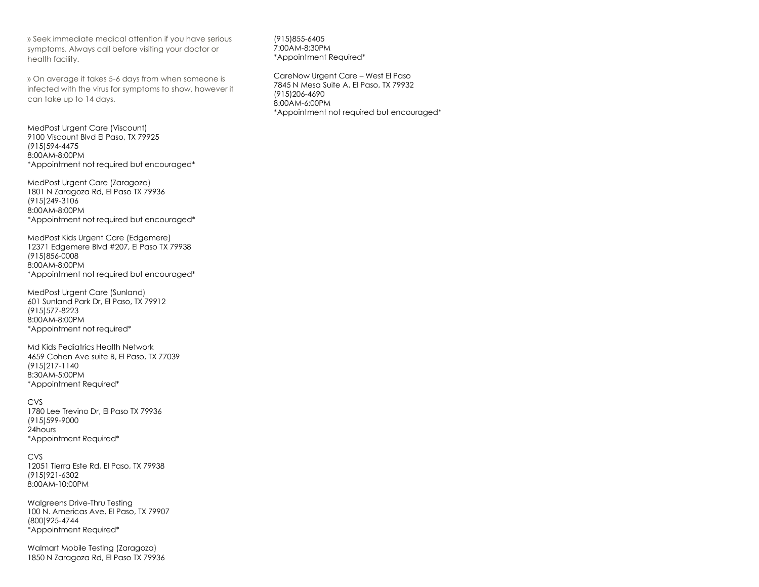» Seek immediate medical attention if you have serious symptoms. Always call before visiting your doctor or health facility.

» On average it takes 5-6 days from when someone is infected with the virus for symptoms to show, however it can take up to 14 days.

MedPost Urgent Care (Viscount)
9100 Viscount Blvd El Paso, TX 79925
(915)594-4475
8:00AM-8:00PM
*Appointment not required but encouraged*

MedPost Urgent Care (Zaragoza)
1801 N Zaragoza Rd, El Paso TX 79936
(915)249-3106
8:00AM-8:00PM
*Appointment not required but encouraged*

MedPost Kids Urgent Care (Edgemere)
12371 Edgemere Blvd #207, El Paso TX 79938
(915)856-0008
8:00AM-8:00PM
*Appointment not required but encouraged*

MedPost Urgent Care (Sunland)
601 Sunland Park Dr, El Paso, TX 79912
(915)577-8223
8:00AM-8:00PM
*Appointment not required*

Md Kids Pediatrics Health Network
4659 Cohen Ave suite B, El Paso, TX 77039
(915)217-1140
8:30AM-5:00PM
*Appointment Required*

CVS
1780 Lee Trevino Dr, El Paso TX 79936
(915)599-9000
24hours
*Appointment Required*

CVS
12051 Tierra Este Rd, El Paso, TX 79938
(915)921-6302
8:00AM-10:00PM

Walgreens Drive-Thru Testing
100 N. Americas Ave, El Paso, TX 79907
(800)925-4744
*Appointment Required*

Walmart Mobile Testing (Zaragoza)
1850 N Zaragoza Rd, El Paso TX 79936
(915)855-6405
7:00AM-8:30PM
*Appointment Required*

CareNow Urgent Care – West El Paso
7845 N Mesa Suite A, El Paso, TX 79932
(915)206-4690
8:00AM-6:00PM
*Appointment not required but encouraged*